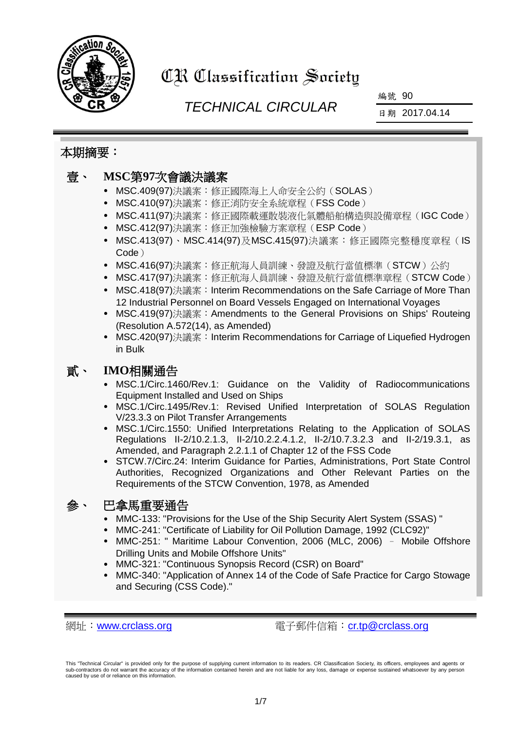# CR Classification Society

## TECHNICAL CIRCULAR

編號 90

日期 2017.04.14

## 本期摘要：

### 壹、 MSC第97次會議決議案

- MSC.409(97)決議案：修正國際海上人命安全公約（SOLAS）
- MSC.410(97)決議案：修正消防安全系統章程（FSS Code）
- MSC.411(97)決議案：修正國際載運散裝液化氣體船舶構造與設備章程（IGC Code）
- MSC.412(97)決議案：修正加強檢驗方案章程（ESP Code）
- MSC.413(97)、MSC.414(97)及MSC.415(97)決議案：修正國際完整穩度章程（IS Code）
- MSC.416(97)決議案：修正航海人員訓練、發證及航行當值標準（STCW）公約
- MSC.417(97)決議案：修正航海人員訓練、發證及航行當值標準章程（STCW Code）
- MSC.418(97)決議案：Interim Recommendations on the Safe Carriage of More Than 12 Industrial Personnel on Board Vessels Engaged on International Voyages
- MSC.419(97)決議案：Amendments to the General Provisions on Ships' Routeing (Resolution A.572(14), as Amended)
- MSC.420(97)決議案：Interim Recommendations for Carriage of Liquefied Hydrogen in Bulk

### 貳、 IMO相關通告

- MSC.1/Circ.1460/Rev.1: Guidance on the Validity of Radiocommunications Equipment Installed and Used on Ships
- MSC.1/Circ.1495/Rev.1: Revised Unified Interpretation of SOLAS Regulation V/23.3.3 on Pilot Transfer Arrangements
- MSC.1/Circ.1550: Unified Interpretations Relating to the Application of SOLAS Regulations II-2/10.2.1.3, II-2/10.2.2.4.1.2, II-2/10.7.3.2.3 and II-2/19.3.1, as Amended, and Paragraph 2.2.1.1 of Chapter 12 of the FSS Code
- STCW.7/Circ.24: Interim Guidance for Parties, Administrations, Port State Control Authorities, Recognized Organizations and Other Relevant Parties on the Requirements of the STCW Convention, 1978, as Amended

### 參、 巴拿馬重要通告

- MMC-133: "Provisions for the Use of the Ship Security Alert System (SSAS) "
- MMC-241: "Certificate of Liability for Oil Pollution Damage, 1992 (CLC92)"
- MMC-251: " Maritime Labour Convention, 2006 (MLC, 2006) – Mobile Offshore Drilling Units and Mobile Offshore Units"
- MMC-321: "Continuous Synopsis Record (CSR) on Board"
- MMC-340: "Application of Annex 14 of the Code of Safe Practice for Cargo Stowage and Securing (CSS Code)."

網址：[www.crclass.org](http://www.crclass.org)　　電子郵件信箱：[cr.tp@crclass.org](mailto:cr.tp@crclass.org)

This "Technical Circular" is provided only for the purpose of supplying current information to its readers. CR Classification Society, its officers, employees and agents or sub-contractors do not warrant the accuracy of the information contained herein and are not liable for any loss, damage or expense sustained whatsoever by any person caused by use of or reliance on this information.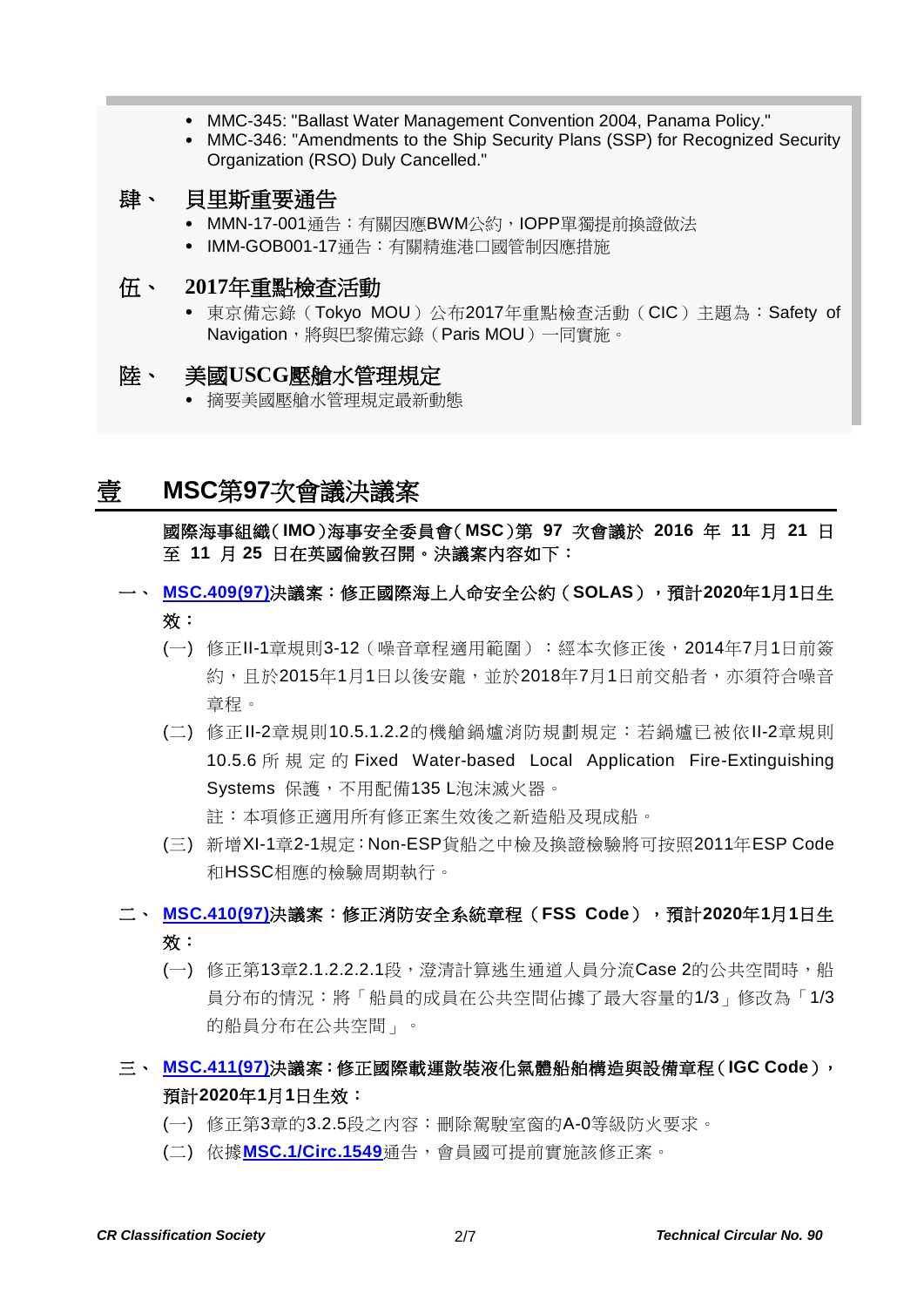- MMC-345: "Ballast Water Management Convention 2004, Panama Policy."
- MMC-346: "Amendments to the Ship Security Plans (SSP) for Recognized Security Organization (RSO) Duly Cancelled."

## 肆、 貝里斯重要通告

- MMN-17-001通告：有關因應BWM公約，IOPP單獨提前換證做法
- IMM-GOB001-17通告：有關精進港口國管制因應措施

## 伍、 2017年重點檢查活動

- 東京備忘錄（Tokyo MOU）公布2017年重點檢查活動（CIC）主題為：Safety of Navigation，將與巴黎備忘錄（Paris MOU）一同實施。

## 陸、 美國USCG壓艙水管理規定

- 摘要美國壓艙水管理規定最新動態

# 壹 MSC第97次會議決議案

**國際海事組織（IMO）海事安全委員會（MSC）第 97 次會議於 2016 年 11 月 21 日至 11 月 25 日在英國倫敦召開。決議案內容如下：**

### 一、 MSC.409(97)決議案：修正國際海上人命安全公約（SOLAS），預計2020年1月1日生效：

(一) 修正II-1章規則3-12（噪音章程適用範圍）：經本次修正後，2014年7月1日前簽約，且於2015年1月1日以後安龍，並於2018年7月1日前交船者，亦須符合噪音章程。

(二) 修正II-2章規則10.5.1.2.2的機艙鍋爐消防規劃規定：若鍋爐已被依II-2章規則10.5.6所規定的Fixed Water-based Local Application Fire-Extinguishing Systems 保護，不用配備135 L泡沫滅火器。

註：本項修正適用所有修正案生效後之新造船及現成船。

(三) 新增XI-1章2-1規定：Non-ESP貨船之中檢及換證檢驗將可按照2011年ESP Code和HSSC相應的檢驗周期執行。

### 二、 MSC.410(97)決議案：修正消防安全系統章程（FSS Code），預計2020年1月1日生效：

(一) 修正第13章2.1.2.2.2.1段，澄清計算逃生通道人員分流Case 2的公共空間時，船員分布的情況：將「船員的成員在公共空間佔據了最大容量的1/3」修改為「1/3的船員分布在公共空間」。

### 三、 MSC.411(97)決議案：修正國際載運散裝液化氣體船舶構造與設備章程（IGC Code），預計2020年1月1日生效：

(一) 修正第3章的3.2.5段之內容：刪除駕駛室窗的A-0等級防火要求。

(二) 依據**MSC.1/Circ.1549**通告，會員國可提前實施該修正案。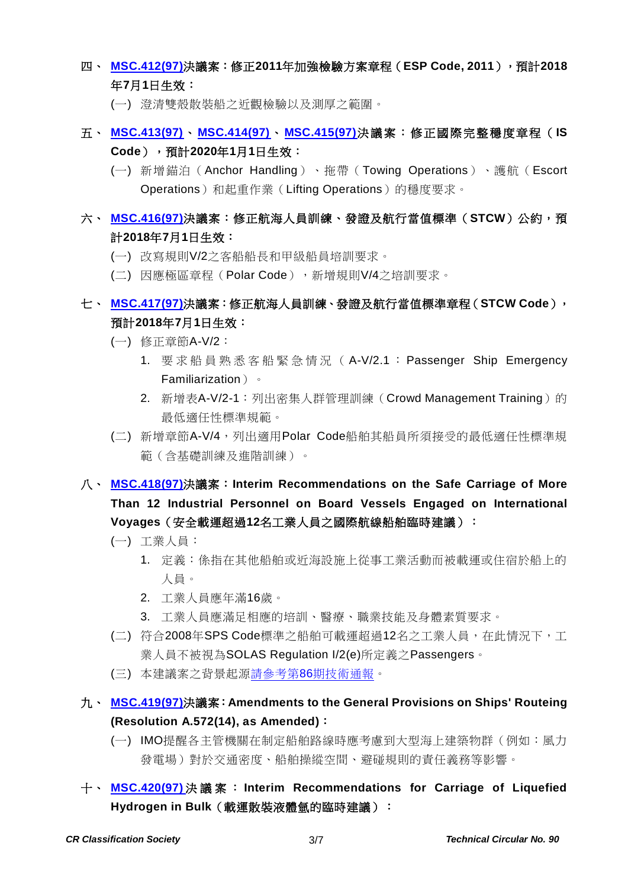## 四、 MSC.412(97)決議案：修正2011年加強檢驗方案章程（ESP Code, 2011），預計2018年7月1日生效：

(一) 澄清雙殼散裝船之近觀檢驗以及測厚之範圍。

## 五、 MSC.413(97)、MSC.414(97)、MSC.415(97)決議案：修正國際完整穩度章程（IS Code），預計2020年1月1日生效：

(一) 新增錨泊（Anchor Handling）、拖帶（Towing Operations）、護航（Escort Operations）和起重作業（Lifting Operations）的穩度要求。

## 六、 MSC.416(97)決議案：修正航海人員訓練、發證及航行當值標準（STCW）公約，預計2018年7月1日生效：

(一) 改寫規則V/2之客船船長和甲級船員培訓要求。

(二) 因應極區章程（Polar Code），新增規則V/4之培訓要求。

## 七、 MSC.417(97)決議案：修正航海人員訓練、發證及航行當值標準章程（STCW Code），預計2018年7月1日生效：

(一) 修正章節A-V/2：

1. 要求船員熟悉客船緊急情況（A-V/2.1：Passenger Ship Emergency Familiarization）。
2. 新增表A-V/2-1：列出密集人群管理訓練（Crowd Management Training）的最低適任性標準規範。

(二) 新增章節A-V/4，列出適用Polar Code船舶其船員所須接受的最低適任性標準規範（含基礎訓練及進階訓練）。

## 八、 MSC.418(97)決議案：Interim Recommendations on the Safe Carriage of More Than 12 Industrial Personnel on Board Vessels Engaged on International Voyages（安全載運超過12名工業人員之國際航線船舶臨時建議）：

(一) 工業人員：

1. 定義：係指在其他船舶或近海設施上從事工業活動而被載運或住宿於船上的人員。
2. 工業人員應年滿16歲。
3. 工業人員應滿足相應的培訓、醫療、職業技能及身體素質要求。

(二) 符合2008年SPS Code標準之船舶可載運超過12名之工業人員，在此情況下，工業人員不被視為SOLAS Regulation I/2(e)所定義之Passengers。

(三) 本建議案之背景起源請參考第86期技術通報。

## 九、 MSC.419(97)決議案：Amendments to the General Provisions on Ships' Routeing (Resolution A.572(14), as Amended)：

(一) IMO提醒各主管機關在制定船舶路線時應考慮到大型海上建築物群（例如：風力發電場）對於交通密度、船舶操縱空間、避碰規則的責任義務等影響。

## 十、 MSC.420(97)決議案：Interim Recommendations for Carriage of Liquefied Hydrogen in Bulk（載運散裝液體氫的臨時建議）：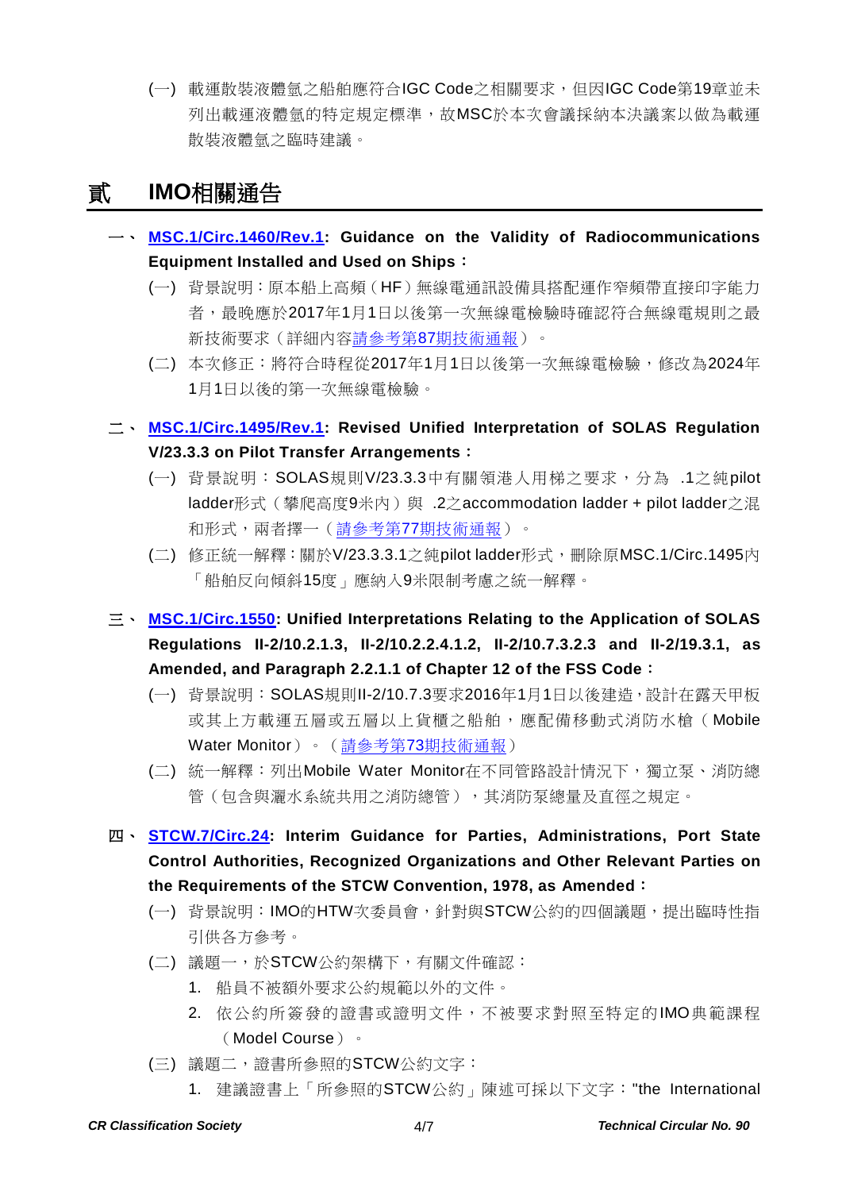(一) 載運散裝液體氫之船舶應符合IGC Code之相關要求，但因IGC Code第19章並未列出載運液體氫的特定規定標準，故MSC於本次會議採納本決議案以做為載運散裝液體氫之臨時建議。

# 貳　IMO相關通告

**一、 MSC.1/Circ.1460/Rev.1: Guidance on the Validity of Radiocommunications Equipment Installed and Used on Ships：**

(一) 背景說明：原本船上高頻（HF）無線電通訊設備具搭配運作窄頻帶直接印字能力者，最晚應於2017年1月1日以後第一次無線電檢驗時確認符合無線電規則之最新技術要求（詳細內容請參考第87期技術通報）。

(二) 本次修正：將符合時程從2017年1月1日以後第一次無線電檢驗，修改為2024年1月1日以後的第一次無線電檢驗。

**二、 MSC.1/Circ.1495/Rev.1: Revised Unified Interpretation of SOLAS Regulation V/23.3.3 on Pilot Transfer Arrangements：**

(一) 背景說明：SOLAS規則V/23.3.3中有關領港人用梯之要求，分為 .1之純pilot ladder形式（攀爬高度9米內）與 .2之accommodation ladder + pilot ladder之混和形式，兩者擇一（請參考第77期技術通報）。

(二) 修正統一解釋：關於V/23.3.3.1之純pilot ladder形式，刪除原MSC.1/Circ.1495內「船舶反向傾斜15度」應納入9米限制考慮之統一解釋。

**三、 MSC.1/Circ.1550: Unified Interpretations Relating to the Application of SOLAS Regulations II-2/10.2.1.3, II-2/10.2.2.4.1.2, II-2/10.7.3.2.3 and II-2/19.3.1, as Amended, and Paragraph 2.2.1.1 of Chapter 12 of the FSS Code：**

(一) 背景說明：SOLAS規則II-2/10.7.3要求2016年1月1日以後建造，設計在露天甲板或其上方載運五層或五層以上貨櫃之船舶，應配備移動式消防水槍（Mobile Water Monitor）。（請參考第73期技術通報）

(二) 統一解釋：列出Mobile Water Monitor在不同管路設計情況下，獨立泵、消防總管（包含與灑水系統共用之消防總管），其消防泵總量及直徑之規定。

**四、 STCW.7/Circ.24: Interim Guidance for Parties, Administrations, Port State Control Authorities, Recognized Organizations and Other Relevant Parties on the Requirements of the STCW Convention, 1978, as Amended：**

(一) 背景說明：IMO的HTW次委員會，針對與STCW公約的四個議題，提出臨時性指引供各方參考。

(二) 議題一，於STCW公約架構下，有關文件確認：

1. 船員不被額外要求公約規範以外的文件。
2. 依公約所簽發的證書或證明文件，不被要求對照至特定的IMO典範課程（Model Course）。

(三) 議題二，證書所參照的STCW公約文字：

1. 建議證書上「所參照的STCW公約」陳述可採以下文字："the International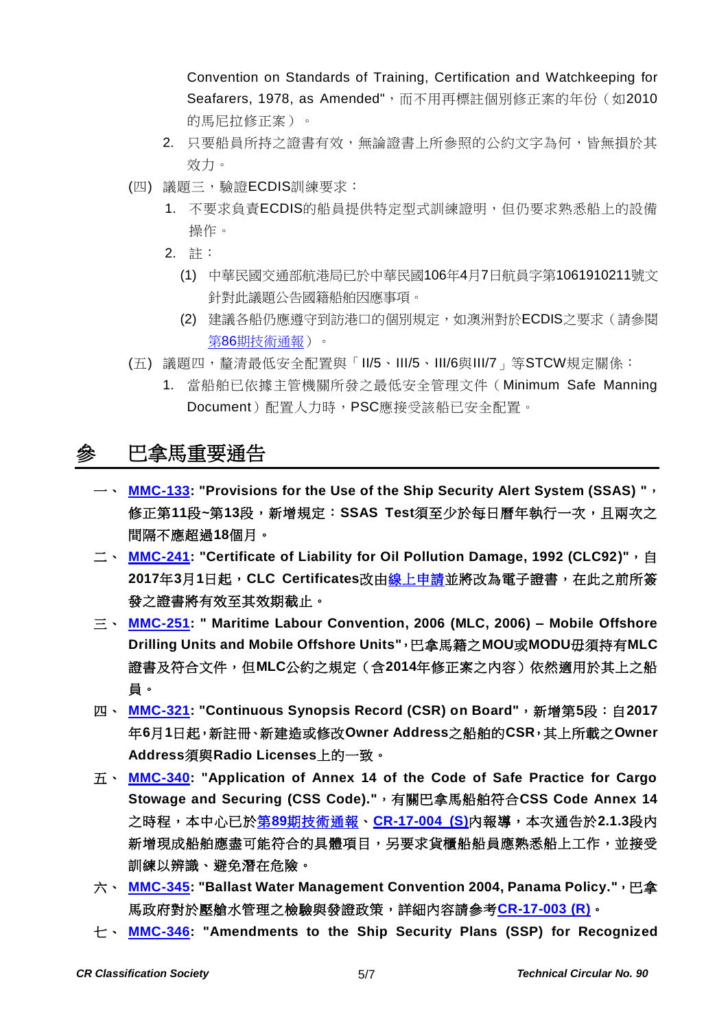Convention on Standards of Training, Certification and Watchkeeping for Seafarers, 1978, as Amended"，而不用再標註個別修正案的年份（如2010的馬尼拉修正案）。

2. 只要船員所持之證書有效，無論證書上所參照的公約文字為何，皆無損於其效力。

(四) 議題三，驗證ECDIS訓練要求：

1. 不要求負責ECDIS的船員提供特定型式訓練證明，但仍要求熟悉船上的設備操作。
2. 註：
   (1) 中華民國交通部航港局已於中華民國106年4月7日航員字第1061910211號文針對此議題公告國籍船舶因應事項。
   (2) 建議各船仍應遵守到訪港口的個別規定，如澳洲對於ECDIS之要求（請參閱第86期技術通報）。

(五) 議題四，釐清最低安全配置與「II/5、III/5、III/6與III/7」等STCW規定關係：

1. 當船舶已依據主管機關所發之最低安全管理文件（Minimum Safe Manning Document）配置人力時，PSC應接受該船已安全配置。

# 參　巴拿馬重要通告

一、 **MMC-133: "Provisions for the Use of the Ship Security Alert System (SSAS) "，修正第11段~第13段，新增規定：SSAS Test須至少於每日曆年執行一次，且兩次之間隔不應超過18個月。**

二、 **MMC-241: "Certificate of Liability for Oil Pollution Damage, 1992 (CLC92)"，自2017年3月1日起，CLC Certificates改由線上申請並將改為電子證書，在此之前所簽發之證書將有效至其效期截止。**

三、 **MMC-251: " Maritime Labour Convention, 2006 (MLC, 2006) – Mobile Offshore Drilling Units and Mobile Offshore Units"，巴拿馬籍之MOU或MODU毋須持有MLC證書及符合文件，但MLC公約之規定（含2014年修正案之內容）依然適用於其上之船員。**

四、 **MMC-321: "Continuous Synopsis Record (CSR) on Board"，新增第5段：自2017年6月1日起，新註冊、新建造或修改Owner Address之船舶的CSR，其上所載之Owner Address須與Radio Licenses上的一致。**

五、 **MMC-340: "Application of Annex 14 of the Code of Safe Practice for Cargo Stowage and Securing (CSS Code)."，有關巴拿馬船舶符合CSS Code Annex 14之時程，本中心已於第89期技術通報、CR-17-004 (S)內報導，本次通告於2.1.3段內新增現成船舶應盡可能符合的具體項目，另要求貨櫃船船員應熟悉船上工作，並接受訓練以辨識、避免潛在危險。**

六、 **MMC-345: "Ballast Water Management Convention 2004, Panama Policy."，巴拿馬政府對於壓艙水管理之檢驗與發證政策，詳細內容請參考CR-17-003 (R)。**

七、 **MMC-346: "Amendments to the Ship Security Plans (SSP) for Recognized**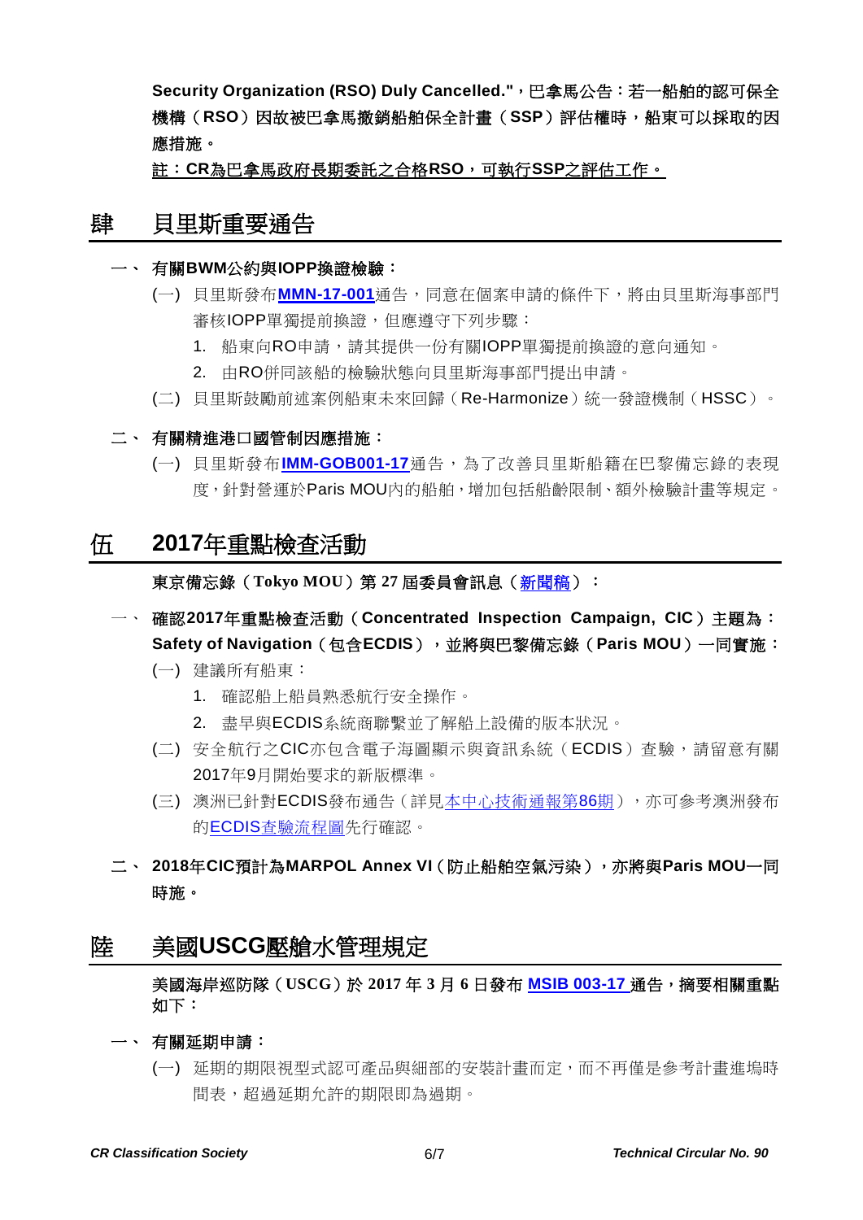**Security Organization (RSO) Duly Cancelled."，巴拿馬公告：若一船舶的認可保全機構（RSO）因故被巴拿馬撤銷船舶保全計畫（SSP）評估權時，船東可以採取的因應措施。**

**註：CR為巴拿馬政府長期委託之合格RSO，可執行SSP之評估工作。**

## 肆　貝里斯重要通告

### 一、有關BWM公約與IOPP換證檢驗：

(一) 貝里斯發布**MMN-17-001**通告，同意在個案申請的條件下，將由貝里斯海事部門審核IOPP單獨提前換證，但應遵守下列步驟：

1. 船東向RO申請，請其提供一份有關IOPP單獨提前換證的意向通知。
2. 由RO併同該船的檢驗狀態向貝里斯海事部門提出申請。

(二) 貝里斯鼓勵前述案例船東未來回歸（Re-Harmonize）統一發證機制（HSSC）。

### 二、有關精進港口國管制因應措施：

(一) 貝里斯發布**IMM-GOB001-17**通告，為了改善貝里斯船籍在巴黎備忘錄的表現度，針對營運於Paris MOU內的船舶，增加包括船齡限制、額外檢驗計畫等規定。

## 伍　2017年重點檢查活動

**東京備忘錄（Tokyo MOU）第 27 屆委員會訊息（新聞稿）：**

### 一、確認2017年重點檢查活動（Concentrated Inspection Campaign, CIC）主題為：Safety of Navigation（包含ECDIS），並將與巴黎備忘錄（Paris MOU）一同實施：

(一) 建議所有船東：

1. 確認船上船員熟悉航行安全操作。
2. 盡早與ECDIS系統商聯繫並了解船上設備的版本狀況。

(二) 安全航行之CIC亦包含電子海圖顯示與資訊系統（ECDIS）查驗，請留意有關2017年9月開始要求的新版標準。

(三) 澳洲已針對ECDIS發布通告（詳見本中心技術通報第86期），亦可參考澳洲發布的ECDIS查驗流程圖先行確認。

### 二、2018年CIC預計為MARPOL Annex VI（防止船舶空氣污染），亦將與Paris MOU一同時施。

## 陸　美國USCG壓艙水管理規定

**美國海岸巡防隊（USCG）於 2017 年 3 月 6 日發布 MSIB 003-17 通告，摘要相關重點如下：**

### 一、有關延期申請：

(一) 延期的期限視型式認可產品與細部的安裝計畫而定，而不再僅是參考計畫進塢時間表，超過延期允許的期限即為過期。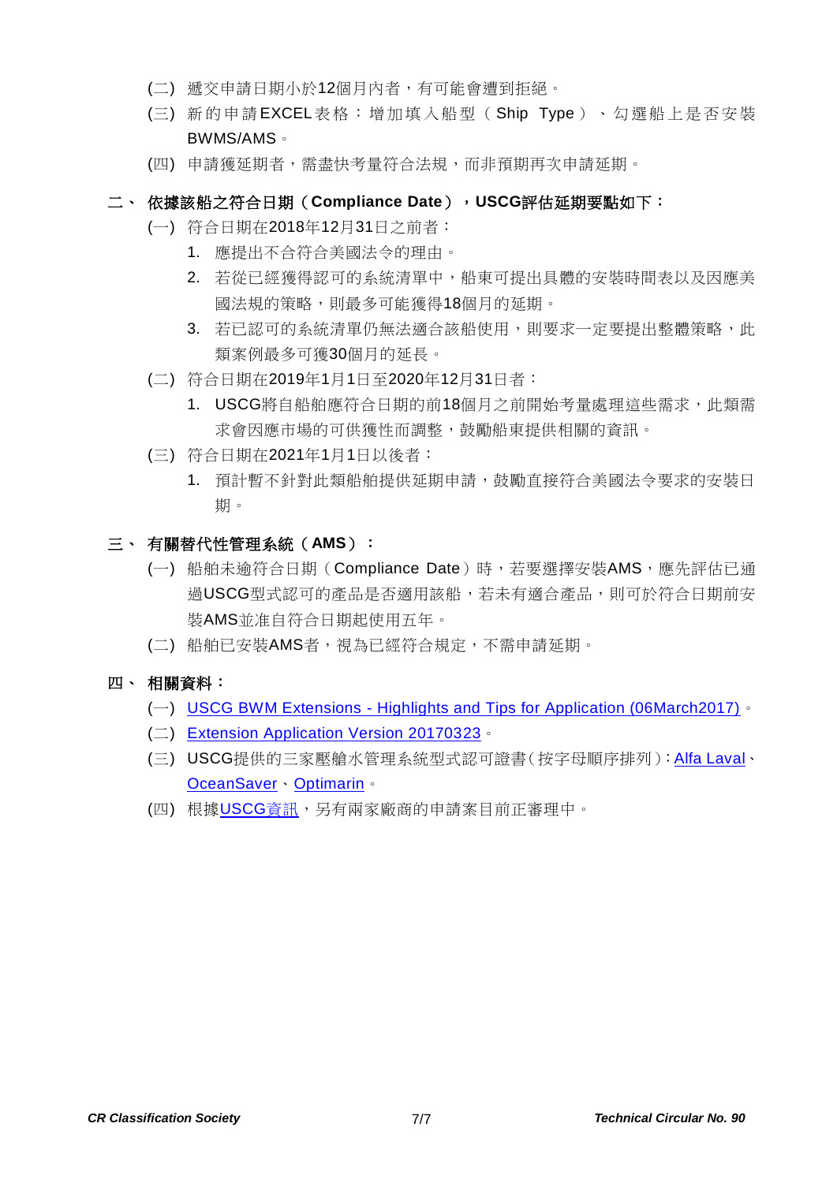(二) 遞交申請日期小於12個月內者，有可能會遭到拒絕。

(三) 新的申請EXCEL表格：增加填入船型（Ship Type）、勾選船上是否安裝BWMS/AMS。

(四) 申請獲延期者，需盡快考量符合法規，而非預期再次申請延期。

## 二、 依據該船之符合日期（Compliance Date），USCG評估延期要點如下：

(一) 符合日期在2018年12月31日之前者：

1. 應提出不合符合美國法令的理由。
2. 若從已經獲得認可的系統清單中，船東可提出具體的安裝時間表以及因應美國法規的策略，則最多可能獲得18個月的延期。
3. 若已認可的系統清單仍無法適合該船使用，則要求一定要提出整體策略，此類案例最多可獲30個月的延長。

(二) 符合日期在2019年1月1日至2020年12月31日者：

1. USCG將自船舶應符合日期的前18個月之前開始考量處理這些需求，此類需求會因應市場的可供獲性而調整，鼓勵船東提供相關的資訊。

(三) 符合日期在2021年1月1日以後者：

1. 預計暫不針對此類船舶提供延期申請，鼓勵直接符合美國法令要求的安裝日期。

## 三、 有關替代性管理系統（AMS）：

(一) 船舶未逾符合日期（Compliance Date）時，若要選擇安裝AMS，應先評估已通過USCG型式認可的產品是否適用該船，若未有適合產品，則可於符合日期前安裝AMS並准自符合日期起使用五年。

(二) 船舶已安裝AMS者，視為已經符合規定，不需申請延期。

## 四、 相關資料：

(一) USCG BWM Extensions - Highlights and Tips for Application (06March2017)。

(二) Extension Application Version 20170323。

(三) USCG提供的三家壓艙水管理系統型式認可證書（按字母順序排列）：Alfa Laval、OceanSaver、Optimarin。

(四) 根據USCG資訊，另有兩家廠商的申請案目前正審理中。